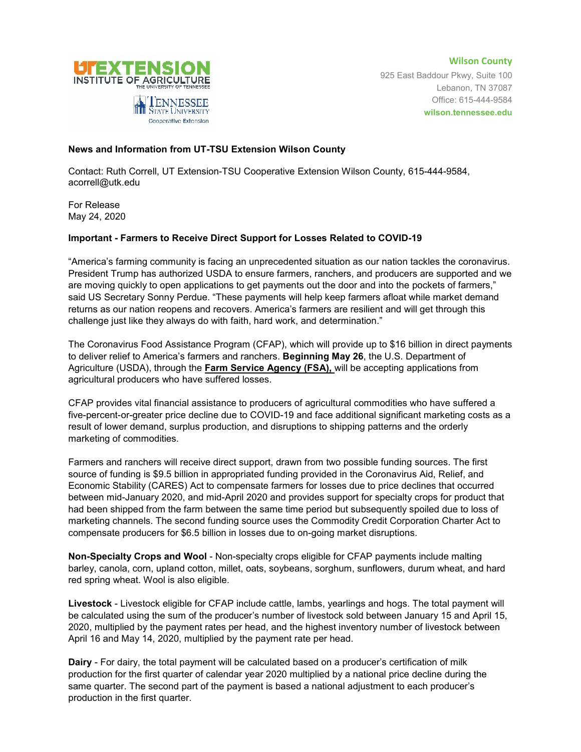UT EXTENSION
INSTITUTE OF AGRICULTURE
THE UNIVERSITY OF TENNESSEE

TENNESSEE STATE UNIVERSITY
Cooperative Extension

**Wilson County**
925 East Baddour Pkwy, Suite 100
Lebanon, TN 37087
Office: 615-444-9584
**wilson.tennessee.edu**

**News and Information from UT-TSU Extension Wilson County**

Contact: Ruth Correll, UT Extension-TSU Cooperative Extension Wilson County, 615-444-9584, acorrell@utk.edu

For Release
May 24, 2020

**Important - Farmers to Receive Direct Support for Losses Related to COVID-19**

"America's farming community is facing an unprecedented situation as our nation tackles the coronavirus. President Trump has authorized USDA to ensure farmers, ranchers, and producers are supported and we are moving quickly to open applications to get payments out the door and into the pockets of farmers," said US Secretary Sonny Perdue. "These payments will help keep farmers afloat while market demand returns as our nation reopens and recovers. America's farmers are resilient and will get through this challenge just like they always do with faith, hard work, and determination."

The Coronavirus Food Assistance Program (CFAP), which will provide up to $16 billion in direct payments to deliver relief to America's farmers and ranchers. **Beginning May 26**, the U.S. Department of Agriculture (USDA), through the **Farm Service Agency (FSA),** will be accepting applications from agricultural producers who have suffered losses.

CFAP provides vital financial assistance to producers of agricultural commodities who have suffered a five-percent-or-greater price decline due to COVID-19 and face additional significant marketing costs as a result of lower demand, surplus production, and disruptions to shipping patterns and the orderly marketing of commodities.

Farmers and ranchers will receive direct support, drawn from two possible funding sources. The first source of funding is $9.5 billion in appropriated funding provided in the Coronavirus Aid, Relief, and Economic Stability (CARES) Act to compensate farmers for losses due to price declines that occurred between mid-January 2020, and mid-April 2020 and provides support for specialty crops for product that had been shipped from the farm between the same time period but subsequently spoiled due to loss of marketing channels. The second funding source uses the Commodity Credit Corporation Charter Act to compensate producers for $6.5 billion in losses due to on-going market disruptions.

**Non-Specialty Crops and Wool** - Non-specialty crops eligible for CFAP payments include malting barley, canola, corn, upland cotton, millet, oats, soybeans, sorghum, sunflowers, durum wheat, and hard red spring wheat. Wool is also eligible.

**Livestock** - Livestock eligible for CFAP include cattle, lambs, yearlings and hogs. The total payment will be calculated using the sum of the producer's number of livestock sold between January 15 and April 15, 2020, multiplied by the payment rates per head, and the highest inventory number of livestock between April 16 and May 14, 2020, multiplied by the payment rate per head.

**Dairy** - For dairy, the total payment will be calculated based on a producer's certification of milk production for the first quarter of calendar year 2020 multiplied by a national price decline during the same quarter. The second part of the payment is based a national adjustment to each producer's production in the first quarter.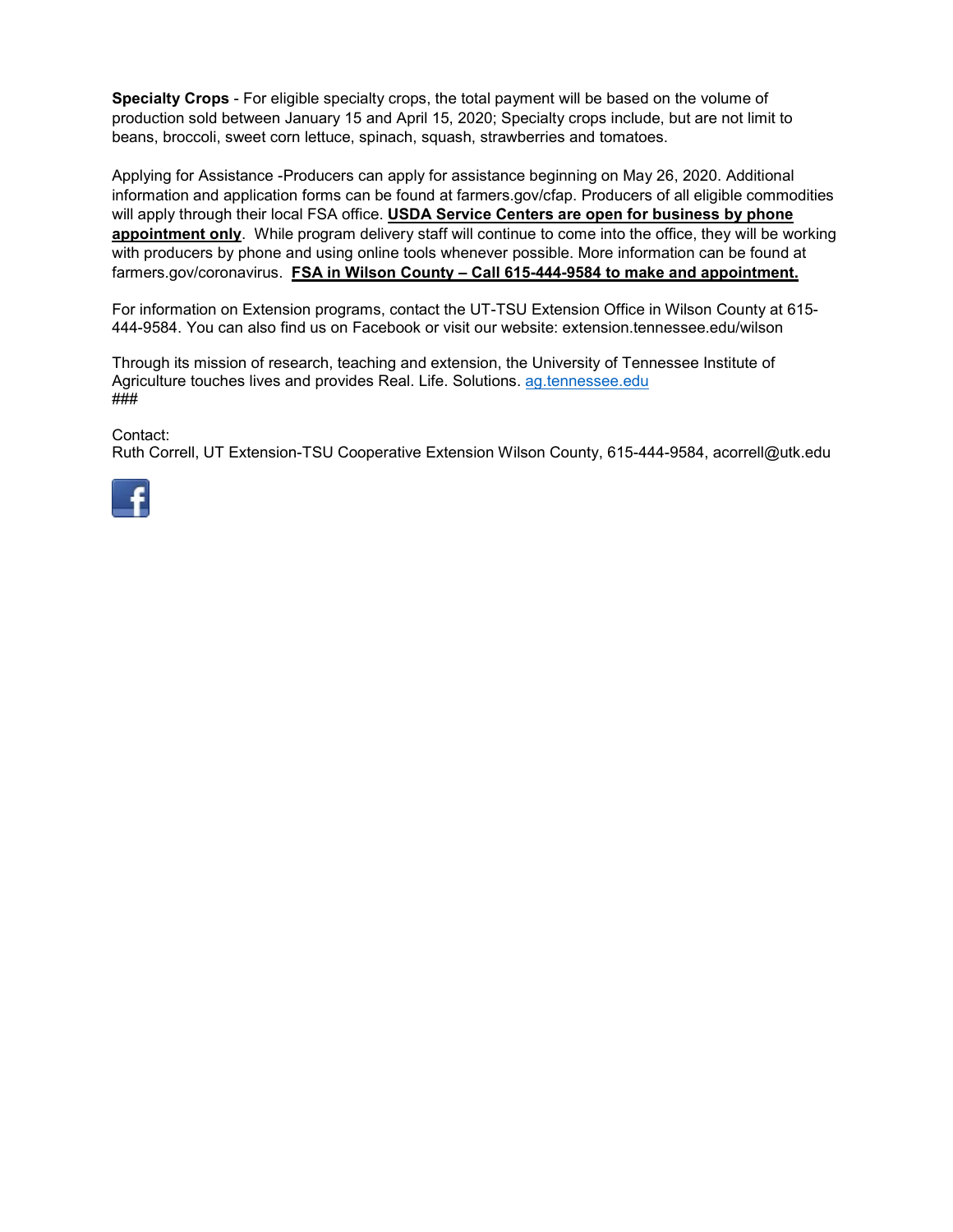**Specialty Crops** - For eligible specialty crops, the total payment will be based on the volume of production sold between January 15 and April 15, 2020; Specialty crops include, but are not limit to beans, broccoli, sweet corn lettuce, spinach, squash, strawberries and tomatoes.

Applying for Assistance -Producers can apply for assistance beginning on May 26, 2020. Additional information and application forms can be found at farmers.gov/cfap. Producers of all eligible commodities will apply through their local FSA office. **USDA Service Centers are open for business by phone appointment only**. While program delivery staff will continue to come into the office, they will be working with producers by phone and using online tools whenever possible. More information can be found at farmers.gov/coronavirus. **FSA in Wilson County – Call 615-444-9584 to make and appointment.**

For information on Extension programs, contact the UT-TSU Extension Office in Wilson County at 615-444-9584. You can also find us on Facebook or visit our website: extension.tennessee.edu/wilson

Through its mission of research, teaching and extension, the University of Tennessee Institute of Agriculture touches lives and provides Real. Life. Solutions. ag.tennessee.edu
###

Contact:
Ruth Correll, UT Extension-TSU Cooperative Extension Wilson County, 615-444-9584, acorrell@utk.edu